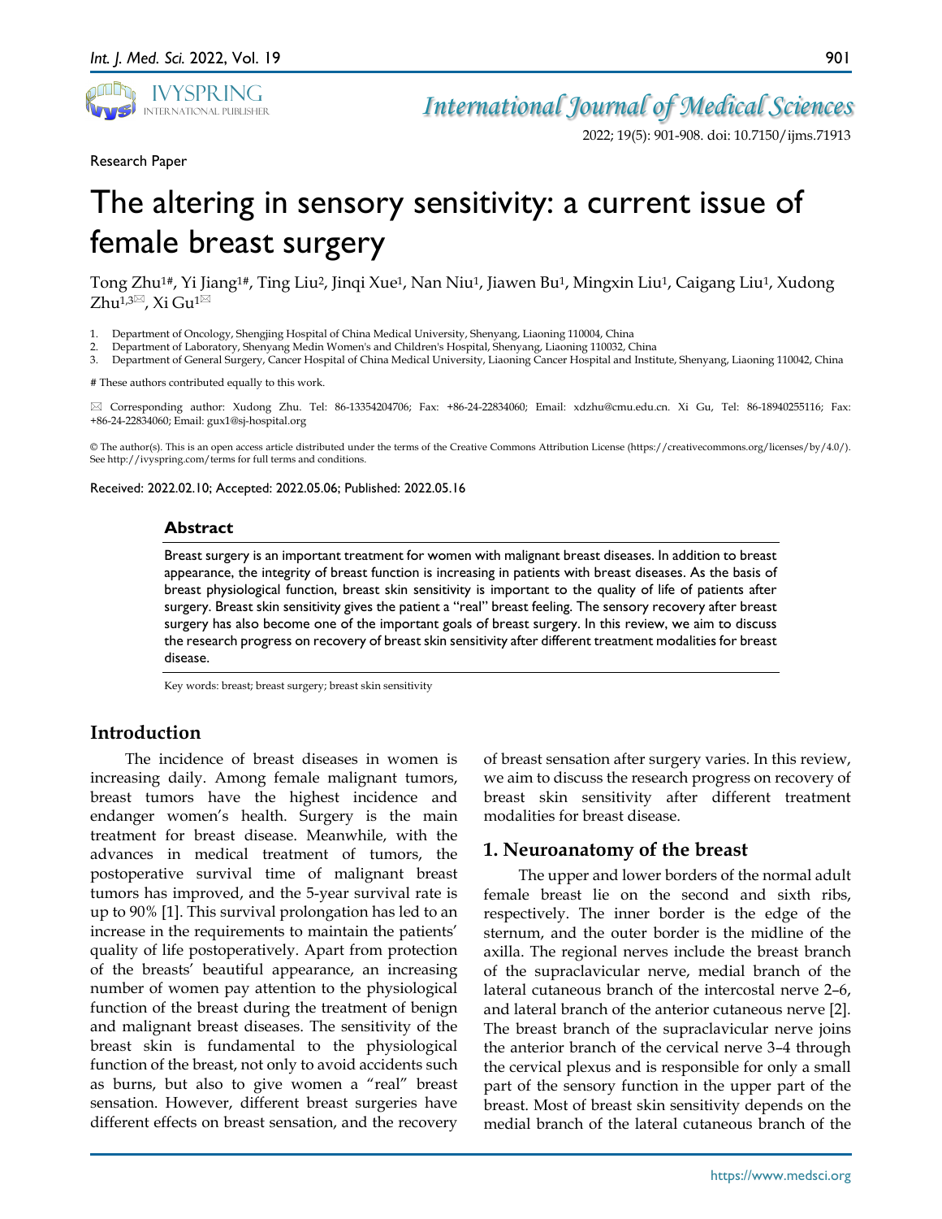Research Paper

# The altering in sensory sensitivity: a current issue of female breast surgery

Tong Zhu[1#], Yi Jiang[1#], Ting Liu[2], Jinqi Xue[1], Nan Niu[1], Jiawen Bu[1], Mingxin Liu[1], Caigang Liu[1], Xudong Zhu[1,3]✉, Xi Gu[1]✉

1. Department of Oncology, Shengjing Hospital of China Medical University, Shenyang, Liaoning 110004, China
2. Department of Laboratory, Shenyang Medin Women's and Children's Hospital, Shenyang, Liaoning 110032, China
3. Department of General Surgery, Cancer Hospital of China Medical University, Liaoning Cancer Hospital and Institute, Shenyang, Liaoning 110042, China

# These authors contributed equally to this work.

✉ Corresponding author: Xudong Zhu. Tel: 86-13354204706; Fax: +86-24-22834060; Email: xdzhu@cmu.edu.cn. Xi Gu, Tel: 86-18940255116; Fax: +86-24-22834060; Email: gux1@sj-hospital.org

© The author(s). This is an open access article distributed under the terms of the Creative Commons Attribution License (https://creativecommons.org/licenses/by/4.0/). See http://ivyspring.com/terms for full terms and conditions.

Received: 2022.02.10; Accepted: 2022.05.06; Published: 2022.05.16

## Abstract

Breast surgery is an important treatment for women with malignant breast diseases. In addition to breast appearance, the integrity of breast function is increasing in patients with breast diseases. As the basis of breast physiological function, breast skin sensitivity is important to the quality of life of patients after surgery. Breast skin sensitivity gives the patient a "real" breast feeling. The sensory recovery after breast surgery has also become one of the important goals of breast surgery. In this review, we aim to discuss the research progress on recovery of breast skin sensitivity after different treatment modalities for breast disease.

Key words: breast; breast surgery; breast skin sensitivity

## Introduction

The incidence of breast diseases in women is increasing daily. Among female malignant tumors, breast tumors have the highest incidence and endanger women's health. Surgery is the main treatment for breast disease. Meanwhile, with the advances in medical treatment of tumors, the postoperative survival time of malignant breast tumors has improved, and the 5-year survival rate is up to 90% [1]. This survival prolongation has led to an increase in the requirements to maintain the patients' quality of life postoperatively. Apart from protection of the breasts' beautiful appearance, an increasing number of women pay attention to the physiological function of the breast during the treatment of benign and malignant breast diseases. The sensitivity of the breast skin is fundamental to the physiological function of the breast, not only to avoid accidents such as burns, but also to give women a "real" breast sensation. However, different breast surgeries have different effects on breast sensation, and the recovery of breast sensation after surgery varies. In this review, we aim to discuss the research progress on recovery of breast skin sensitivity after different treatment modalities for breast disease.

## 1. Neuroanatomy of the breast

The upper and lower borders of the normal adult female breast lie on the second and sixth ribs, respectively. The inner border is the edge of the sternum, and the outer border is the midline of the axilla. The regional nerves include the breast branch of the supraclavicular nerve, medial branch of the lateral cutaneous branch of the intercostal nerve 2–6, and lateral branch of the anterior cutaneous nerve [2]. The breast branch of the supraclavicular nerve joins the anterior branch of the cervical nerve 3–4 through the cervical plexus and is responsible for only a small part of the sensory function in the upper part of the breast. Most of breast skin sensitivity depends on the medial branch of the lateral cutaneous branch of the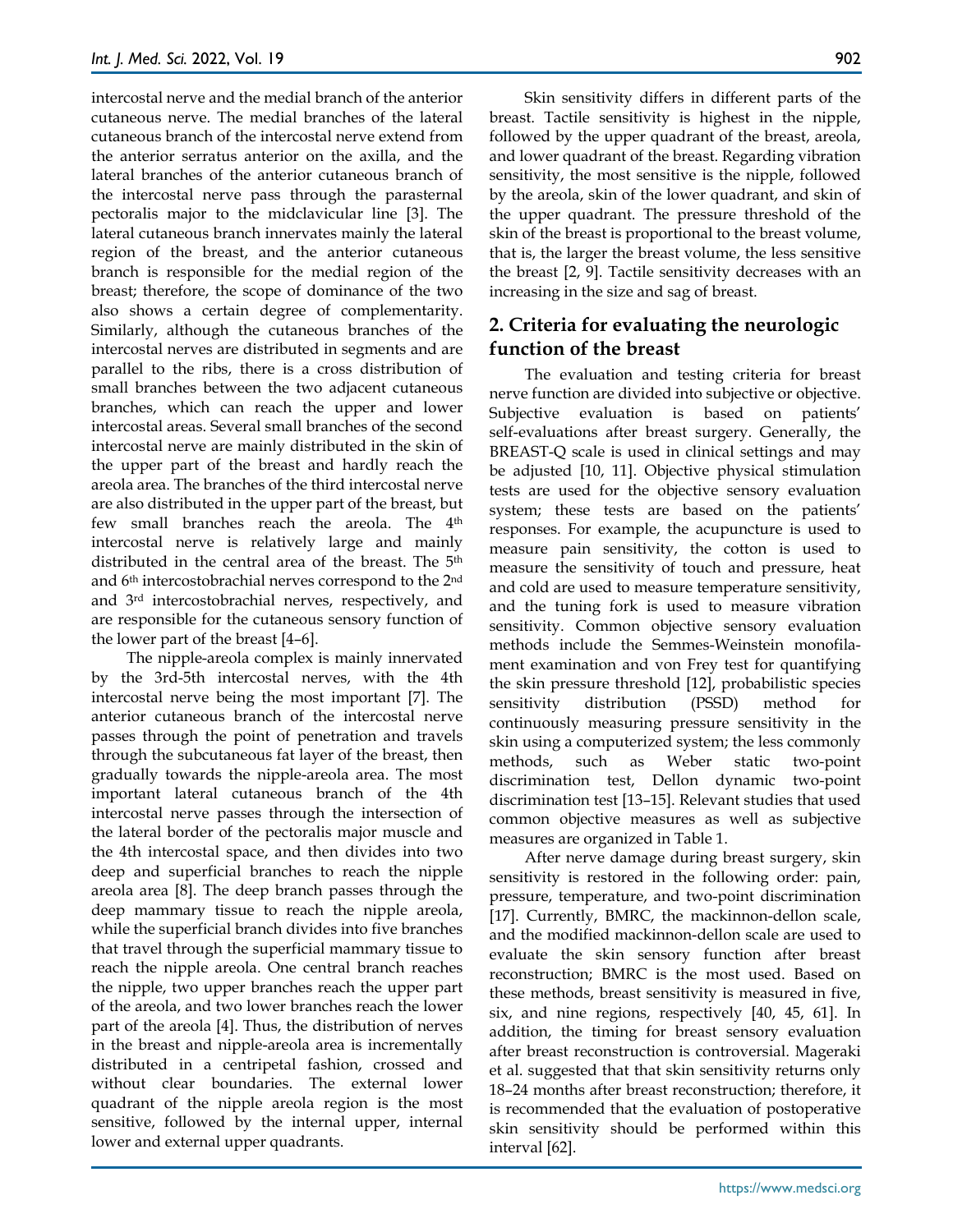intercostal nerve and the medial branch of the anterior cutaneous nerve. The medial branches of the lateral cutaneous branch of the intercostal nerve extend from the anterior serratus anterior on the axilla, and the lateral branches of the anterior cutaneous branch of the intercostal nerve pass through the parasternal pectoralis major to the midclavicular line [3]. The lateral cutaneous branch innervates mainly the lateral region of the breast, and the anterior cutaneous branch is responsible for the medial region of the breast; therefore, the scope of dominance of the two also shows a certain degree of complementarity. Similarly, although the cutaneous branches of the intercostal nerves are distributed in segments and are parallel to the ribs, there is a cross distribution of small branches between the two adjacent cutaneous branches, which can reach the upper and lower intercostal areas. Several small branches of the second intercostal nerve are mainly distributed in the skin of the upper part of the breast and hardly reach the areola area. The branches of the third intercostal nerve are also distributed in the upper part of the breast, but few small branches reach the areola. The 4th intercostal nerve is relatively large and mainly distributed in the central area of the breast. The 5th and 6th intercostobrachial nerves correspond to the 2nd and 3rd intercostobrachial nerves, respectively, and are responsible for the cutaneous sensory function of the lower part of the breast [4–6].

The nipple-areola complex is mainly innervated by the 3rd-5th intercostal nerves, with the 4th intercostal nerve being the most important [7]. The anterior cutaneous branch of the intercostal nerve passes through the point of penetration and travels through the subcutaneous fat layer of the breast, then gradually towards the nipple-areola area. The most important lateral cutaneous branch of the 4th intercostal nerve passes through the intersection of the lateral border of the pectoralis major muscle and the 4th intercostal space, and then divides into two deep and superficial branches to reach the nipple areola area [8]. The deep branch passes through the deep mammary tissue to reach the nipple areola, while the superficial branch divides into five branches that travel through the superficial mammary tissue to reach the nipple areola. One central branch reaches the nipple, two upper branches reach the upper part of the areola, and two lower branches reach the lower part of the areola [4]. Thus, the distribution of nerves in the breast and nipple-areola area is incrementally distributed in a centripetal fashion, crossed and without clear boundaries. The external lower quadrant of the nipple areola region is the most sensitive, followed by the internal upper, internal lower and external upper quadrants.

Skin sensitivity differs in different parts of the breast. Tactile sensitivity is highest in the nipple, followed by the upper quadrant of the breast, areola, and lower quadrant of the breast. Regarding vibration sensitivity, the most sensitive is the nipple, followed by the areola, skin of the lower quadrant, and skin of the upper quadrant. The pressure threshold of the skin of the breast is proportional to the breast volume, that is, the larger the breast volume, the less sensitive the breast [2, 9]. Tactile sensitivity decreases with an increasing in the size and sag of breast.

## 2. Criteria for evaluating the neurologic function of the breast

The evaluation and testing criteria for breast nerve function are divided into subjective or objective. Subjective evaluation is based on patients' self-evaluations after breast surgery. Generally, the BREAST-Q scale is used in clinical settings and may be adjusted [10, 11]. Objective physical stimulation tests are used for the objective sensory evaluation system; these tests are based on the patients' responses. For example, the acupuncture is used to measure pain sensitivity, the cotton is used to measure the sensitivity of touch and pressure, heat and cold are used to measure temperature sensitivity, and the tuning fork is used to measure vibration sensitivity. Common objective sensory evaluation methods include the Semmes-Weinstein monofilament examination and von Frey test for quantifying the skin pressure threshold [12], probabilistic species sensitivity distribution (PSSD) method for continuously measuring pressure sensitivity in the skin using a computerized system; the less commonly methods, such as Weber static two-point discrimination test, Dellon dynamic two-point discrimination test [13–15]. Relevant studies that used common objective measures as well as subjective measures are organized in Table 1.

After nerve damage during breast surgery, skin sensitivity is restored in the following order: pain, pressure, temperature, and two-point discrimination [17]. Currently, BMRC, the mackinnon-dellon scale, and the modified mackinnon-dellon scale are used to evaluate the skin sensory function after breast reconstruction; BMRC is the most used. Based on these methods, breast sensitivity is measured in five, six, and nine regions, respectively [40, 45, 61]. In addition, the timing for breast sensory evaluation after breast reconstruction is controversial. Mageraki et al. suggested that that skin sensitivity returns only 18–24 months after breast reconstruction; therefore, it is recommended that the evaluation of postoperative skin sensitivity should be performed within this interval [62].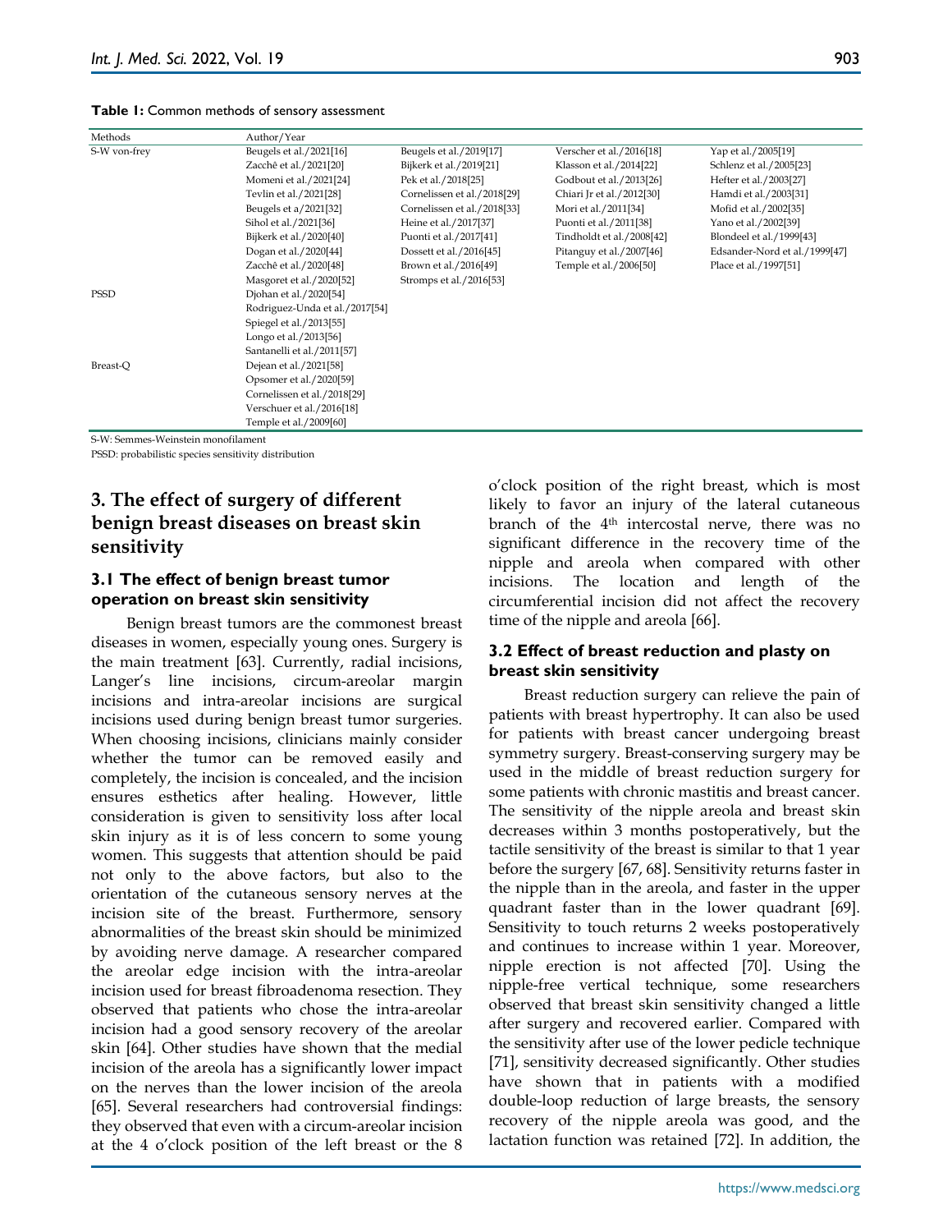**Table 1:** Common methods of sensory assessment

| Methods | Author/Year | | | |
|---|---|---|---|---|
| S-W von-frey | Beugels et al./2021[16] | Beugels et al./2019[17] | Verscher et al./2016[18] | Yap et al./2005[19] |
| | Zacchè et al./2021[20] | Bijkerk et al./2019[21] | Klasson et al./2014[22] | Schlenz et al./2005[23] |
| | Momeni et al./2021[24] | Pek et al./2018[25] | Godbout et al./2013[26] | Hefter et al./2003[27] |
| | Tevlin et al./2021[28] | Cornelissen et al./2018[29] | Chiari Jr et al./2012[30] | Hamdi et al./2003[31] |
| | Beugels et a/2021[32] | Cornelissen et al./2018[33] | Mori et al./2011[34] | Mofid et al./2002[35] |
| | Sihol et al./2021[36] | Heine et al./2017[37] | Puonti et al./2011[38] | Yano et al./2002[39] |
| | Bijkerk et al./2020[40] | Puonti et al./2017[41] | Tindholdt et al./2008[42] | Blondeel et al./1999[43] |
| | Dogan et al./2020[44] | Dossett et al./2016[45] | Pitanguy et al./2007[46] | Edsander-Nord et al./1999[47] |
| | Zacchè et al./2020[48] | Brown et al./2016[49] | Temple et al./2006[50] | Place et al./1997[51] |
| | Masgoret et al./2020[52] | Stromps et al./2016[53] | | |
| PSSD | Djohan et al./2020[54] | | | |
| | Rodriguez-Unda et al./2017[54] | | | |
| | Spiegel et al./2013[55] | | | |
| | Longo et al./2013[56] | | | |
| | Santanelli et al./2011[57] | | | |
| Breast-Q | Dejean et al./2021[58] | | | |
| | Opsomer et al./2020[59] | | | |
| | Cornelissen et al./2018[29] | | | |
| | Verschuer et al./2016[18] | | | |
| | Temple et al./2009[60] | | | |

S-W: Semmes-Weinstein monofilament

PSSD: probabilistic species sensitivity distribution

## 3. The effect of surgery of different benign breast diseases on breast skin sensitivity

### 3.1 The effect of benign breast tumor operation on breast skin sensitivity

Benign breast tumors are the commonest breast diseases in women, especially young ones. Surgery is the main treatment [63]. Currently, radial incisions, Langer's line incisions, circum-areolar margin incisions and intra-areolar incisions are surgical incisions used during benign breast tumor surgeries. When choosing incisions, clinicians mainly consider whether the tumor can be removed easily and completely, the incision is concealed, and the incision ensures esthetics after healing. However, little consideration is given to sensitivity loss after local skin injury as it is of less concern to some young women. This suggests that attention should be paid not only to the above factors, but also to the orientation of the cutaneous sensory nerves at the incision site of the breast. Furthermore, sensory abnormalities of the breast skin should be minimized by avoiding nerve damage. A researcher compared the areolar edge incision with the intra-areolar incision used for breast fibroadenoma resection. They observed that patients who chose the intra-areolar incision had a good sensory recovery of the areolar skin [64]. Other studies have shown that the medial incision of the areola has a significantly lower impact on the nerves than the lower incision of the areola [65]. Several researchers had controversial findings: they observed that even with a circum-areolar incision at the 4 o'clock position of the left breast or the 8 o'clock position of the right breast, which is most likely to favor an injury of the lateral cutaneous branch of the 4th intercostal nerve, there was no significant difference in the recovery time of the nipple and areola when compared with other incisions. The location and length of the circumferential incision did not affect the recovery time of the nipple and areola [66].

### 3.2 Effect of breast reduction and plasty on breast skin sensitivity

Breast reduction surgery can relieve the pain of patients with breast hypertrophy. It can also be used for patients with breast cancer undergoing breast symmetry surgery. Breast-conserving surgery may be used in the middle of breast reduction surgery for some patients with chronic mastitis and breast cancer. The sensitivity of the nipple areola and breast skin decreases within 3 months postoperatively, but the tactile sensitivity of the breast is similar to that 1 year before the surgery [67, 68]. Sensitivity returns faster in the nipple than in the areola, and faster in the upper quadrant faster than in the lower quadrant [69]. Sensitivity to touch returns 2 weeks postoperatively and continues to increase within 1 year. Moreover, nipple erection is not affected [70]. Using the nipple-free vertical technique, some researchers observed that breast skin sensitivity changed a little after surgery and recovered earlier. Compared with the sensitivity after use of the lower pedicle technique [71], sensitivity decreased significantly. Other studies have shown that in patients with a modified double-loop reduction of large breasts, the sensory recovery of the nipple areola was good, and the lactation function was retained [72]. In addition, the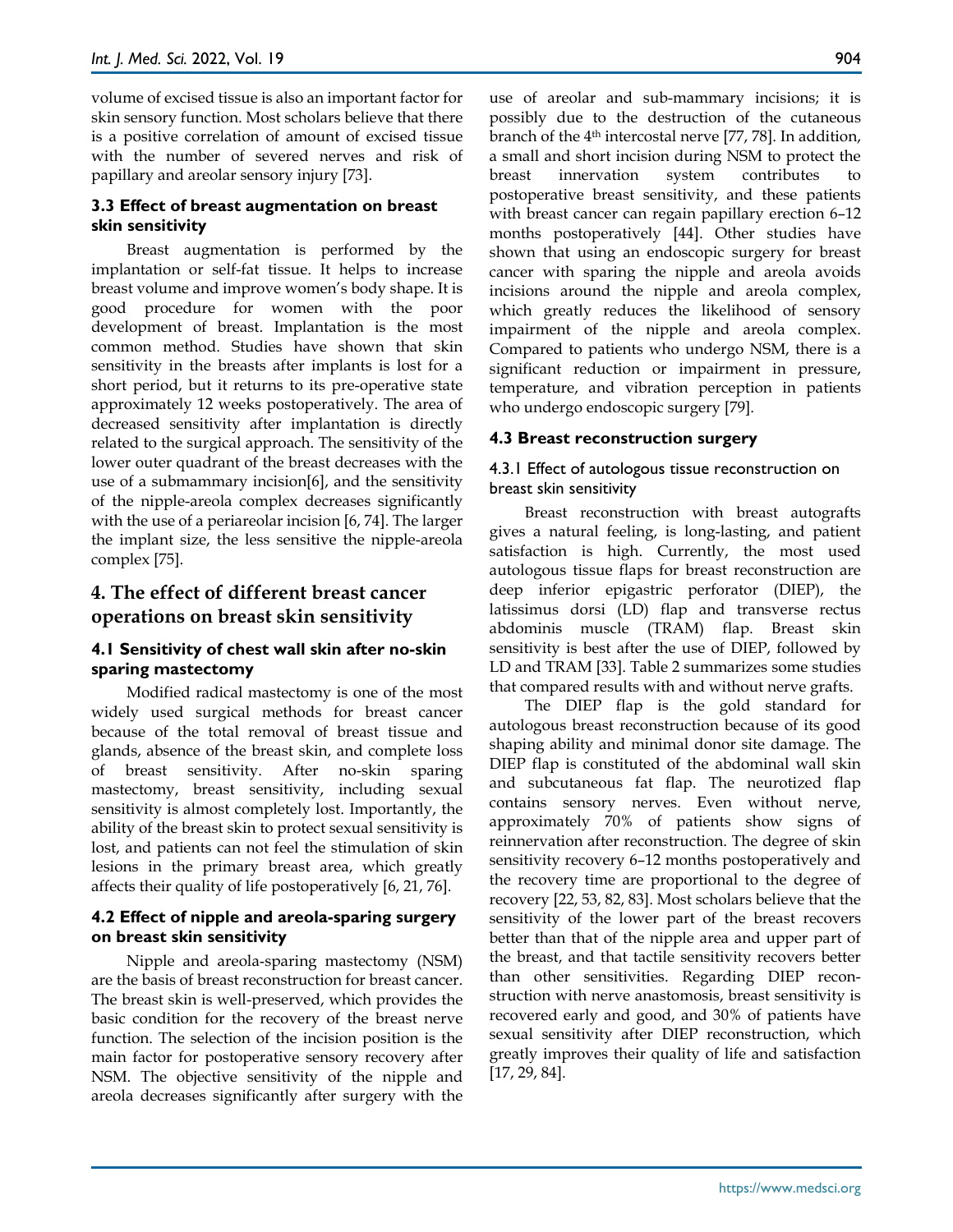volume of excised tissue is also an important factor for skin sensory function. Most scholars believe that there is a positive correlation of amount of excised tissue with the number of severed nerves and risk of papillary and areolar sensory injury [73].

### 3.3 Effect of breast augmentation on breast skin sensitivity

Breast augmentation is performed by the implantation or self-fat tissue. It helps to increase breast volume and improve women's body shape. It is good procedure for women with the poor development of breast. Implantation is the most common method. Studies have shown that skin sensitivity in the breasts after implants is lost for a short period, but it returns to its pre-operative state approximately 12 weeks postoperatively. The area of decreased sensitivity after implantation is directly related to the surgical approach. The sensitivity of the lower outer quadrant of the breast decreases with the use of a submammary incision[6], and the sensitivity of the nipple-areola complex decreases significantly with the use of a periareolar incision [6, 74]. The larger the implant size, the less sensitive the nipple-areola complex [75].

## 4. The effect of different breast cancer operations on breast skin sensitivity

### 4.1 Sensitivity of chest wall skin after no-skin sparing mastectomy

Modified radical mastectomy is one of the most widely used surgical methods for breast cancer because of the total removal of breast tissue and glands, absence of the breast skin, and complete loss of breast sensitivity. After no-skin sparing mastectomy, breast sensitivity, including sexual sensitivity is almost completely lost. Importantly, the ability of the breast skin to protect sexual sensitivity is lost, and patients can not feel the stimulation of skin lesions in the primary breast area, which greatly affects their quality of life postoperatively [6, 21, 76].

### 4.2 Effect of nipple and areola-sparing surgery on breast skin sensitivity

Nipple and areola-sparing mastectomy (NSM) are the basis of breast reconstruction for breast cancer. The breast skin is well-preserved, which provides the basic condition for the recovery of the breast nerve function. The selection of the incision position is the main factor for postoperative sensory recovery after NSM. The objective sensitivity of the nipple and areola decreases significantly after surgery with the use of areolar and sub-mammary incisions; it is possibly due to the destruction of the cutaneous branch of the 4th intercostal nerve [77, 78]. In addition, a small and short incision during NSM to protect the breast innervation system contributes to postoperative breast sensitivity, and these patients with breast cancer can regain papillary erection 6–12 months postoperatively [44]. Other studies have shown that using an endoscopic surgery for breast cancer with sparing the nipple and areola avoids incisions around the nipple and areola complex, which greatly reduces the likelihood of sensory impairment of the nipple and areola complex. Compared to patients who undergo NSM, there is a significant reduction or impairment in pressure, temperature, and vibration perception in patients who undergo endoscopic surgery [79].

### 4.3 Breast reconstruction surgery

#### 4.3.1 Effect of autologous tissue reconstruction on breast skin sensitivity

Breast reconstruction with breast autografts gives a natural feeling, is long-lasting, and patient satisfaction is high. Currently, the most used autologous tissue flaps for breast reconstruction are deep inferior epigastric perforator (DIEP), the latissimus dorsi (LD) flap and transverse rectus abdominis muscle (TRAM) flap. Breast skin sensitivity is best after the use of DIEP, followed by LD and TRAM [33]. Table 2 summarizes some studies that compared results with and without nerve grafts.

The DIEP flap is the gold standard for autologous breast reconstruction because of its good shaping ability and minimal donor site damage. The DIEP flap is constituted of the abdominal wall skin and subcutaneous fat flap. The neurotized flap contains sensory nerves. Even without nerve, approximately 70% of patients show signs of reinnervation after reconstruction. The degree of skin sensitivity recovery 6–12 months postoperatively and the recovery time are proportional to the degree of recovery [22, 53, 82, 83]. Most scholars believe that the sensitivity of the lower part of the breast recovers better than that of the nipple area and upper part of the breast, and that tactile sensitivity recovers better than other sensitivities. Regarding DIEP reconstruction with nerve anastomosis, breast sensitivity is recovered early and good, and 30% of patients have sexual sensitivity after DIEP reconstruction, which greatly improves their quality of life and satisfaction [17, 29, 84].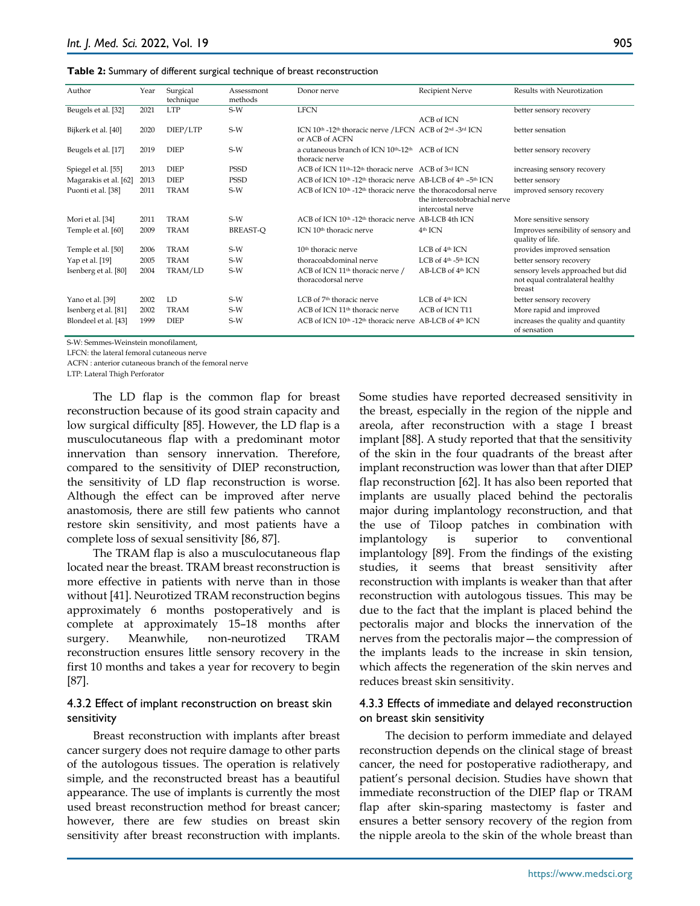**Table 2:** Summary of different surgical technique of breast reconstruction

| Author | Year | Surgical technique | Assessmont methods | Donor nerve | Recipient Nerve | Results with Neurotization |
|---|---|---|---|---|---|---|
| Beugels et al. [32] | 2021 | LTP | S-W | LFCN | ACB of ICN | better sensory recovery |
| Bijkerk et al. [40] | 2020 | DIEP/LTP | S-W | ICN 10th -12th thoracic nerve /LFCN or ACB of ACFN | ACB of 2nd -3rd ICN | better sensation |
| Beugels et al. [17] | 2019 | DIEP | S-W | a cutaneous branch of ICN 10th-12th thoracic nerve | ACB of ICN | better sensory recovery |
| Spiegel et al. [55] | 2013 | DIEP | PSSD | ACB of ICN 11th-12th thoracic nerve | ACB of 3rd ICN | increasing sensory recovery |
| Magarakis et al. [62] | 2013 | DIEP | PSSD | ACB of ICN 10th -12th thoracic nerve | AB-LCB of 4th –5th ICN | better sensory |
| Puonti et al. [38] | 2011 | TRAM | S-W | ACB of ICN 10th -12th thoracic nerve | the thoracodorsal nerve the intercostobrachial nerve intercostal nerve | improved sensory recovery |
| Mori et al. [34] | 2011 | TRAM | S-W | ACB of ICN 10th -12th thoracic nerve | AB-LCB 4th ICN | More sensitive sensory |
| Temple et al. [60] | 2009 | TRAM | BREAST-Q | ICN 10th thoracic nerve | 4th ICN | Improves sensibility of sensory and quality of life. |
| Temple et al. [50] | 2006 | TRAM | S-W | 10th thoracic nerve | LCB of 4th ICN | provides improved sensation |
| Yap et al. [19] | 2005 | TRAM | S-W | thoracoabdominal nerve | LCB of 4th -5th ICN | better sensory recovery |
| Isenberg et al. [80] | 2004 | TRAM/LD | S-W | ACB of ICN 11th thoracic nerve / thoracodorsal nerve | AB-LCB of 4th ICN | sensory levels approached but did not equal contralateral healthy breast |
| Yano et al. [39] | 2002 | LD | S-W | LCB of 7th thoracic nerve | LCB of 4th ICN | better sensory recovery |
| Isenberg et al. [81] | 2002 | TRAM | S-W | ACB of ICN 11th thoracic nerve | ACB of ICN T11 | More rapid and improved |
| Blondeel et al. [43] | 1999 | DIEP | S-W | ACB of ICN 10th -12th thoracic nerve | AB-LCB of 4th ICN | increases the quality and quantity of sensation |

S-W: Semmes-Weinstein monofilament,

LFCN: the lateral femoral cutaneous nerve

ACFN : anterior cutaneous branch of the femoral nerve

LTP: Lateral Thigh Perforator

The LD flap is the common flap for breast reconstruction because of its good strain capacity and low surgical difficulty [85]. However, the LD flap is a musculocutaneous flap with a predominant motor innervation than sensory innervation. Therefore, compared to the sensitivity of DIEP reconstruction, the sensitivity of LD flap reconstruction is worse. Although the effect can be improved after nerve anastomosis, there are still few patients who cannot restore skin sensitivity, and most patients have a complete loss of sexual sensitivity [86, 87].

The TRAM flap is also a musculocutaneous flap located near the breast. TRAM breast reconstruction is more effective in patients with nerve than in those without [41]. Neurotized TRAM reconstruction begins approximately 6 months postoperatively and is complete at approximately 15–18 months after surgery. Meanwhile, non-neurotized TRAM reconstruction ensures little sensory recovery in the first 10 months and takes a year for recovery to begin [87].

### 4.3.2 Effect of implant reconstruction on breast skin sensitivity

Breast reconstruction with implants after breast cancer surgery does not require damage to other parts of the autologous tissues. The operation is relatively simple, and the reconstructed breast has a beautiful appearance. The use of implants is currently the most used breast reconstruction method for breast cancer; however, there are few studies on breast skin sensitivity after breast reconstruction with implants. Some studies have reported decreased sensitivity in the breast, especially in the region of the nipple and areola, after reconstruction with a stage I breast implant [88]. A study reported that that the sensitivity of the skin in the four quadrants of the breast after implant reconstruction was lower than that after DIEP flap reconstruction [62]. It has also been reported that implants are usually placed behind the pectoralis major during implantology reconstruction, and that the use of Tiloop patches in combination with implantology is superior to conventional implantology [89]. From the findings of the existing studies, it seems that breast sensitivity after reconstruction with implants is weaker than that after reconstruction with autologous tissues. This may be due to the fact that the implant is placed behind the pectoralis major and blocks the innervation of the nerves from the pectoralis major—the compression of the implants leads to the increase in skin tension, which affects the regeneration of the skin nerves and reduces breast skin sensitivity.

### 4.3.3 Effects of immediate and delayed reconstruction on breast skin sensitivity

The decision to perform immediate and delayed reconstruction depends on the clinical stage of breast cancer, the need for postoperative radiotherapy, and patient's personal decision. Studies have shown that immediate reconstruction of the DIEP flap or TRAM flap after skin-sparing mastectomy is faster and ensures a better sensory recovery of the region from the nipple areola to the skin of the whole breast than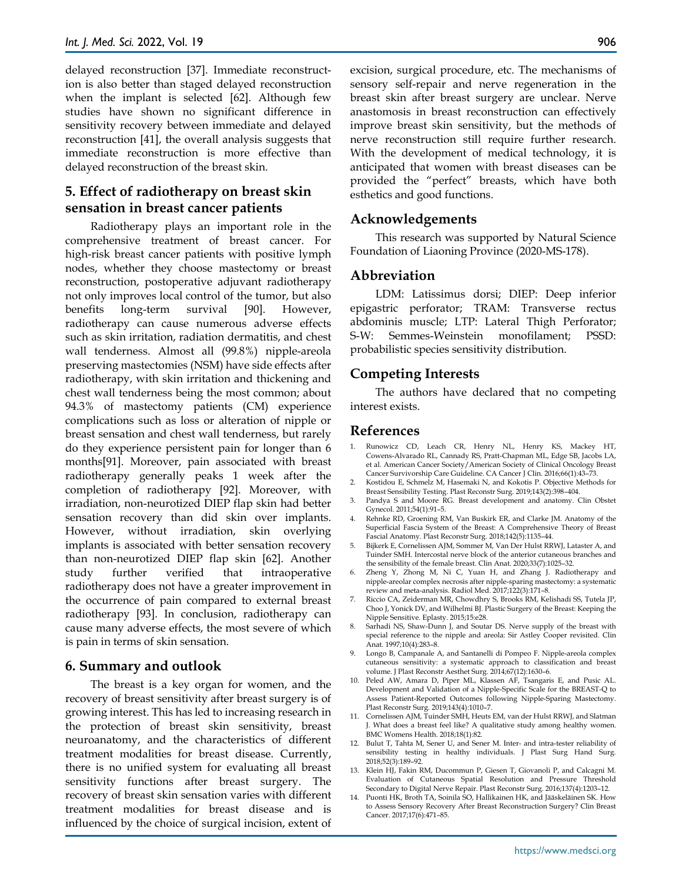delayed reconstruction [37]. Immediate reconstruction is also better than staged delayed reconstruction when the implant is selected [62]. Although few studies have shown no significant difference in sensitivity recovery between immediate and delayed reconstruction [41], the overall analysis suggests that immediate reconstruction is more effective than delayed reconstruction of the breast skin.

## 5. Effect of radiotherapy on breast skin sensation in breast cancer patients

Radiotherapy plays an important role in the comprehensive treatment of breast cancer. For high-risk breast cancer patients with positive lymph nodes, whether they choose mastectomy or breast reconstruction, postoperative adjuvant radiotherapy not only improves local control of the tumor, but also benefits long-term survival [90]. However, radiotherapy can cause numerous adverse effects such as skin irritation, radiation dermatitis, and chest wall tenderness. Almost all (99.8%) nipple-areola preserving mastectomies (NSM) have side effects after radiotherapy, with skin irritation and thickening and chest wall tenderness being the most common; about 94.3% of mastectomy patients (CM) experience complications such as loss or alteration of nipple or breast sensation and chest wall tenderness, but rarely do they experience persistent pain for longer than 6 months[91]. Moreover, pain associated with breast radiotherapy generally peaks 1 week after the completion of radiotherapy [92]. Moreover, with irradiation, non-neurotized DIEP flap skin had better sensation recovery than did skin over implants. However, without irradiation, skin overlying implants is associated with better sensation recovery than non-neurotized DIEP flap skin [62]. Another study further verified that intraoperative radiotherapy does not have a greater improvement in the occurrence of pain compared to external breast radiotherapy [93]. In conclusion, radiotherapy can cause many adverse effects, the most severe of which is pain in terms of skin sensation.

## 6. Summary and outlook

The breast is a key organ for women, and the recovery of breast sensitivity after breast surgery is of growing interest. This has led to increasing research in the protection of breast skin sensitivity, breast neuroanatomy, and the characteristics of different treatment modalities for breast disease. Currently, there is no unified system for evaluating all breast sensitivity functions after breast surgery. The recovery of breast skin sensation varies with different treatment modalities for breast disease and is influenced by the choice of surgical incision, extent of excision, surgical procedure, etc. The mechanisms of sensory self-repair and nerve regeneration in the breast skin after breast surgery are unclear. Nerve anastomosis in breast reconstruction can effectively improve breast skin sensitivity, but the methods of nerve reconstruction still require further research. With the development of medical technology, it is anticipated that women with breast diseases can be provided the "perfect" breasts, which have both esthetics and good functions.

## Acknowledgements

This research was supported by Natural Science Foundation of Liaoning Province (2020-MS-178).

## Abbreviation

LDM: Latissimus dorsi; DIEP: Deep inferior epigastric perforator; TRAM: Transverse rectus abdominis muscle; LTP: Lateral Thigh Perforator; S-W: Semmes-Weinstein monofilament; PSSD: probabilistic species sensitivity distribution.

## Competing Interests

The authors have declared that no competing interest exists.

## References

1. Runowicz CD, Leach CR, Henry NL, Henry KS, Mackey HT, Cowens-Alvarado RL, Cannady RS, Pratt-Chapman ML, Edge SB, Jacobs LA, et al. American Cancer Society/American Society of Clinical Oncology Breast Cancer Survivorship Care Guideline. CA Cancer J Clin. 2016;66(1):43–73.
2. Kostidou E, Schmelz M, Hasemaki N, and Kokotis P. Objective Methods for Breast Sensibility Testing. Plast Reconstr Surg. 2019;143(2):398–404.
3. Pandya S and Moore RG. Breast development and anatomy. Clin Obstet Gynecol. 2011;54(1):91–5.
4. Rehnke RD, Groening RM, Van Buskirk ER, and Clarke JM. Anatomy of the Superficial Fascia System of the Breast: A Comprehensive Theory of Breast Fascial Anatomy. Plast Reconstr Surg. 2018;142(5):1135–44.
5. Bijkerk E, Cornelissen AJM, Sommer M, Van Der Hulst RRWJ, Lataster A, and Tuinder SMH. Intercostal nerve block of the anterior cutaneous branches and the sensibility of the female breast. Clin Anat. 2020;33(7):1025–32.
6. Zheng Y, Zhong M, Ni C, Yuan H, and Zhang J. Radiotherapy and nipple-areolar complex necrosis after nipple-sparing mastectomy: a systematic review and meta-analysis. Radiol Med. 2017;122(3):171–8.
7. Riccio CA, Zeiderman MR, Chowdhry S, Brooks RM, Kelishadi SS, Tutela JP, Choo J, Yonick DV, and Wilhelmi BJ. Plastic Surgery of the Breast: Keeping the Nipple Sensitive. Eplasty. 2015;15:e28.
8. Sarhadi NS, Shaw-Dunn J, and Soutar DS. Nerve supply of the breast with special reference to the nipple and areola: Sir Astley Cooper revisited. Clin Anat. 1997;10(4):283–8.
9. Longo B, Campanale A, and Santanelli di Pompeo F. Nipple-areola complex cutaneous sensitivity: a systematic approach to classification and breast volume. J Plast Reconstr Aesthet Surg. 2014;67(12):1630–6.
10. Peled AW, Amara D, Piper ML, Klassen AF, Tsangaris E, and Pusic AL. Development and Validation of a Nipple-Specific Scale for the BREAST-Q to Assess Patient-Reported Outcomes following Nipple-Sparing Mastectomy. Plast Reconstr Surg. 2019;143(4):1010–7.
11. Cornelissen AJM, Tuinder SMH, Heuts EM, van der Hulst RRWJ, and Slatman J. What does a breast feel like? A qualitative study among healthy women. BMC Womens Health. 2018;18(1):82.
12. Bulut T, Tahta M, Sener U, and Sener M. Inter- and intra-tester reliability of sensibility testing in healthy individuals. J Plast Surg Hand Surg. 2018;52(3):189–92.
13. Klein HJ, Fakin RM, Ducommun P, Giesen T, Giovanoli P, and Calcagni M. Evaluation of Cutaneous Spatial Resolution and Pressure Threshold Secondary to Digital Nerve Repair. Plast Reconstr Surg. 2016;137(4):1203–12.
14. Puonti HK, Broth TA, Soinila SO, Hallikainen HK, and Jääskeläinen SK. How to Assess Sensory Recovery After Breast Reconstruction Surgery? Clin Breast Cancer. 2017;17(6):471–85.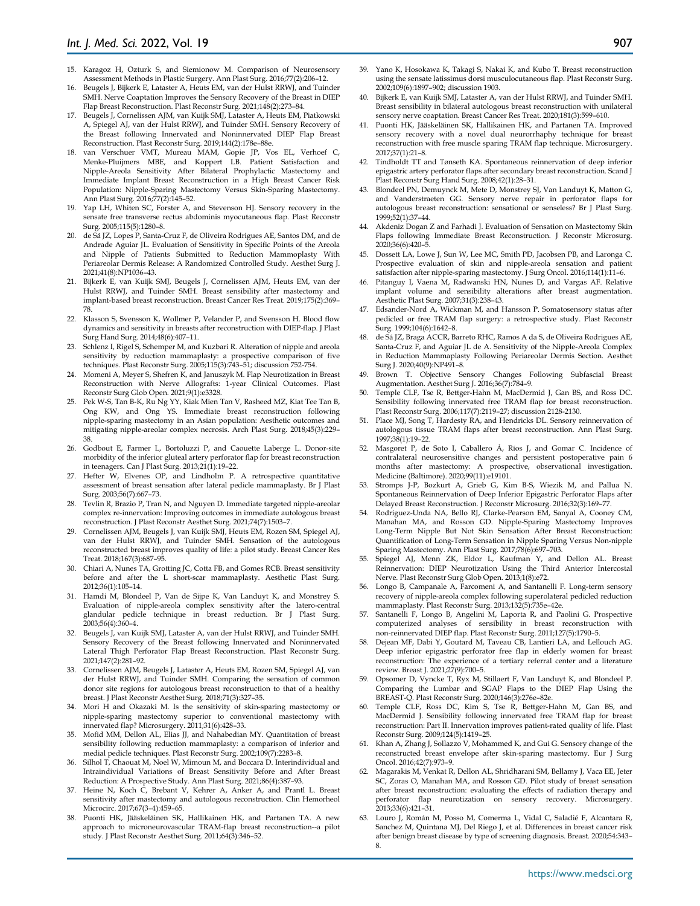15. Karagoz H, Ozturk S, and Siemionow M. Comparison of Neurosensory Assessment Methods in Plastic Surgery. Ann Plast Surg. 2016;77(2):206–12.
16. Beugels J, Bijkerk E, Lataster A, Heuts EM, van der Hulst RRWJ, and Tuinder SMH. Nerve Coaptation Improves the Sensory Recovery of the Breast in DIEP Flap Breast Reconstruction. Plast Reconstr Surg. 2021;148(2):273–84.
17. Beugels J, Cornelissen AJM, van Kuijk SMJ, Lataster A, Heuts EM, Piatkowski A, Spiegel AJ, van der Hulst RRWJ, and Tuinder SMH. Sensory Recovery of the Breast following Innervated and Noninnervated DIEP Flap Breast Reconstruction. Plast Reconstr Surg. 2019;144(2):178e–88e.
18. van Verschuer VMT, Mureau MAM, Gopie JP, Vos EL, Verhoef C, Menke-Pluijmers MBE, and Koppert LB. Patient Satisfaction and Nipple-Areola Sensitivity After Bilateral Prophylactic Mastectomy and Immediate Implant Breast Reconstruction in a High Breast Cancer Risk Population: Nipple-Sparing Mastectomy Versus Skin-Sparing Mastectomy. Ann Plast Surg. 2016;77(2):145–52.
19. Yap LH, Whiten SC, Forster A, and Stevenson HJ. Sensory recovery in the sensate free transverse rectus abdominis myocutaneous flap. Plast Reconstr Surg. 2005;115(5):1280–8.
20. de Sá JZ, Lopes P, Santa-Cruz F, de Oliveira Rodrigues AE, Santos DM, and de Andrade Aguiar JL. Evaluation of Sensitivity in Specific Points of the Areola and Nipple of Patients Submitted to Reduction Mammoplasty With Periareolar Dermis Release: A Randomized Controlled Study. Aesthet Surg J. 2021;41(8):NP1036–43.
21. Bijkerk E, van Kuijk SMJ, Beugels J, Cornelissen AJM, Heuts EM, van der Hulst RRWJ, and Tuinder SMH. Breast sensibility after mastectomy and implant-based breast reconstruction. Breast Cancer Res Treat. 2019;175(2):369–78.
22. Klasson S, Svensson K, Wollmer P, Velander P, and Svensson H. Blood flow dynamics and sensitivity in breasts after reconstruction with DIEP-flap. J Plast Surg Hand Surg. 2014;48(6):407–11.
23. Schlenz I, Rigel S, Schemper M, and Kuzbari R. Alteration of nipple and areola sensitivity by reduction mammaplasty: a prospective comparison of five techniques. Plast Reconstr Surg. 2005;115(3):743–51; discussion 752-754.
24. Momeni A, Meyer S, Shefren K, and Januszyk M. Flap Neurotization in Breast Reconstruction with Nerve Allografts: 1-year Clinical Outcomes. Plast Reconstr Surg Glob Open. 2021;9(1):e3328.
25. Pek W-S, Tan B-K, Ru Ng YY, Kiak Mien Tan V, Rasheed MZ, Kiat Tee Tan B, Ong KW, and Ong YS. Immediate breast reconstruction following nipple-sparing mastectomy in an Asian population: Aesthetic outcomes and mitigating nipple-areolar complex necrosis. Arch Plast Surg. 2018;45(3):229–38.
26. Godbout E, Farmer L, Bortoluzzi P, and Caouette Laberge L. Donor-site morbidity of the inferior gluteal artery perforator flap for breast reconstruction in teenagers. Can J Plast Surg. 2013;21(1):19–22.
27. Hefter W, Elvenes OP, and Lindholm P. A retrospective quantitative assessment of breast sensation after lateral pedicle mammaplasty. Br J Plast Surg. 2003;56(7):667–73.
28. Tevlin R, Brazio P, Tran N, and Nguyen D. Immediate targeted nipple-areolar complex re-innervation: Improving outcomes in immediate autologous breast reconstruction. J Plast Reconstr Aesthet Surg. 2021;74(7):1503–7.
29. Cornelissen AJM, Beugels J, van Kuijk SMJ, Heuts EM, Rozen SM, Spiegel AJ, van der Hulst RRWJ, and Tuinder SMH. Sensation of the autologous reconstructed breast improves quality of life: a pilot study. Breast Cancer Res Treat. 2018;167(3):687–95.
30. Chiari A, Nunes TA, Grotting JC, Cotta FB, and Gomes RCB. Breast sensitivity before and after the L short-scar mammaplasty. Aesthetic Plast Surg. 2012;36(1):105–14.
31. Hamdi M, Blondeel P, Van de Sijpe K, Van Landuyt K, and Monstrey S. Evaluation of nipple-areola complex sensitivity after the latero-central glandular pedicle technique in breast reduction. Br J Plast Surg. 2003;56(4):360–4.
32. Beugels J, van Kuijk SMJ, Lataster A, van der Hulst RRWJ, and Tuinder SMH. Sensory Recovery of the Breast following Innervated and Noninnervated Lateral Thigh Perforator Flap Breast Reconstruction. Plast Reconstr Surg. 2021;147(2):281–92.
33. Cornelissen AJM, Beugels J, Lataster A, Heuts EM, Rozen SM, Spiegel AJ, van der Hulst RRWJ, and Tuinder SMH. Comparing the sensation of common donor site regions for autologous breast reconstruction to that of a healthy breast. J Plast Reconstr Aesthet Surg. 2018;71(3):327–35.
34. Mori H and Okazaki M. Is the sensitivity of skin-sparing mastectomy or nipple-sparing mastectomy superior to conventional mastectomy with innervated flap? Microsurgery. 2011;31(6):428–33.
35. Mofid MM, Dellon AL, Elias JJ, and Nahabedian MY. Quantitation of breast sensibility following reduction mammaplasty: a comparison of inferior and medial pedicle techniques. Plast Reconstr Surg. 2002;109(7):2283–8.
36. Silhol T, Chaouat M, Noel W, Mimoun M, and Boccara D. Interindividual and Intraindividual Variations of Breast Sensitivity Before and After Breast Reduction: A Prospective Study. Ann Plast Surg. 2021;86(4):387–93.
37. Heine N, Koch C, Brebant V, Kehrer A, Anker A, and Prantl L. Breast sensitivity after mastectomy and autologous reconstruction. Clin Hemorheol Microcirc. 2017;67(3–4):459–65.
38. Puonti HK, Jääskeläinen SK, Hallikainen HK, and Partanen TA. A new approach to microneurovascular TRAM-flap breast reconstruction--a pilot study. J Plast Reconstr Aesthet Surg. 2011;64(3):346–52.
39. Yano K, Hosokawa K, Takagi S, Nakai K, and Kubo T. Breast reconstruction using the sensate latissimus dorsi musculocutaneous flap. Plast Reconstr Surg. 2002;109(6):1897–902; discussion 1903.
40. Bijkerk E, van Kuijk SMJ, Lataster A, van der Hulst RRWJ, and Tuinder SMH. Breast sensibility in bilateral autologous breast reconstruction with unilateral sensory nerve coaptation. Breast Cancer Res Treat. 2020;181(3):599–610.
41. Puonti HK, Jääskeläinen SK, Hallikainen HK, and Partanen TA. Improved sensory recovery with a novel dual neurorrhaphy technique for breast reconstruction with free muscle sparing TRAM flap technique. Microsurgery. 2017;37(1):21–8.
42. Tindholdt TT and Tønseth KA. Spontaneous reinnervation of deep inferior epigastric artery perforator flaps after secondary breast reconstruction. Scand J Plast Reconstr Surg Hand Surg. 2008;42(1):28–31.
43. Blondeel PN, Demuynck M, Mete D, Monstrey SJ, Van Landuyt K, Matton G, and Vanderstraeten GG. Sensory nerve repair in perforator flaps for autologous breast reconstruction: sensational or senseless? Br J Plast Surg. 1999;52(1):37–44.
44. Akdeniz Dogan Z and Farhadi J. Evaluation of Sensation on Mastectomy Skin Flaps following Immediate Breast Reconstruction. J Reconstr Microsurg. 2020;36(6):420–5.
45. Dossett LA, Lowe J, Sun W, Lee MC, Smith PD, Jacobsen PB, and Laronga C. Prospective evaluation of skin and nipple-areola sensation and patient satisfaction after nipple-sparing mastectomy. J Surg Oncol. 2016;114(1):11–6.
46. Pitanguy I, Vaena M, Radwanski HN, Nunes D, and Vargas AF. Relative implant volume and sensibility alterations after breast augmentation. Aesthetic Plast Surg. 2007;31(3):238–43.
47. Edsander-Nord A, Wickman M, and Hansson P. Somatosensory status after pedicled or free TRAM flap surgery: a retrospective study. Plast Reconstr Surg. 1999;104(6):1642–8.
48. de Sá JZ, Braga ACCR, Barreto RHC, Ramos A da S, de Oliveira Rodrigues AE, Santa-Cruz F, and Aguiar JL de A. Sensitivity of the Nipple-Areola Complex in Reduction Mammaplasty Following Periareolar Dermis Section. Aesthet Surg J. 2020;40(9):NP491–8.
49. Brown T. Objective Sensory Changes Following Subfascial Breast Augmentation. Aesthet Surg J. 2016;36(7):784–9.
50. Temple CLF, Tse R, Bettger-Hahn M, MacDermid J, Gan BS, and Ross DC. Sensibility following innervated free TRAM flap for breast reconstruction. Plast Reconstr Surg. 2006;117(7):2119–27; discussion 2128-2130.
51. Place MJ, Song T, Hardesty RA, and Hendricks DL. Sensory reinnervation of autologous tissue TRAM flaps after breast reconstruction. Ann Plast Surg. 1997;38(1):19–22.
52. Masgoret P, de Soto I, Caballero Á, Ríos J, and Gomar C. Incidence of contralateral neurosensitive changes and persistent postoperative pain 6 months after mastectomy: A prospective, observational investigation. Medicine (Baltimore). 2020;99(11):e19101.
53. Stromps J-P, Bozkurt A, Grieb G, Kim B-S, Wiezik M, and Pallua N. Spontaneous Reinnervation of Deep Inferior Epigastric Perforator Flaps after Delayed Breast Reconstruction. J Reconstr Microsurg. 2016;32(3):169–77.
54. Rodriguez-Unda NA, Bello RJ, Clarke-Pearson EM, Sanyal A, Cooney CM, Manahan MA, and Rosson GD. Nipple-Sparing Mastectomy Improves Long-Term Nipple But Not Skin Sensation After Breast Reconstruction: Quantification of Long-Term Sensation in Nipple Sparing Versus Non-nipple Sparing Mastectomy. Ann Plast Surg. 2017;78(6):697–703.
55. Spiegel AJ, Menn ZK, Eldor L, Kaufman Y, and Dellon AL. Breast Reinnervation: DIEP Neurotization Using the Third Anterior Intercostal Nerve. Plast Reconstr Surg Glob Open. 2013;1(8):e72.
56. Longo B, Campanale A, Farcomeni A, and Santanelli F. Long-term sensory recovery of nipple-areola complex following superolateral pedicled reduction mammaplasty. Plast Reconstr Surg. 2013;132(5):735e–42e.
57. Santanelli F, Longo B, Angelini M, Laporta R, and Paolini G. Prospective computerized analyses of sensibility in breast reconstruction with non-reinnervated DIEP flap. Plast Reconstr Surg. 2011;127(5):1790–5.
58. Dejean MF, Dabi Y, Goutard M, Taveau CB, Lantieri LA, and Lellouch AG. Deep inferior epigastric perforator free flap in elderly women for breast reconstruction: The experience of a tertiary referral center and a literature review. Breast J. 2021;27(9):700–5.
59. Opsomer D, Vyncke T, Ryx M, Stillaert F, Van Landuyt K, and Blondeel P. Comparing the Lumbar and SGAP Flaps to the DIEP Flap Using the BREAST-Q. Plast Reconstr Surg. 2020;146(3):276e–82e.
60. Temple CLF, Ross DC, Kim S, Tse R, Bettger-Hahn M, Gan BS, and MacDermid J. Sensibility following innervated free TRAM flap for breast reconstruction: Part II. Innervation improves patient-rated quality of life. Plast Reconstr Surg. 2009;124(5):1419–25.
61. Khan A, Zhang J, Sollazzo V, Mohammed K, and Gui G. Sensory change of the reconstructed breast envelope after skin-sparing mastectomy. Eur J Surg Oncol. 2016;42(7):973–9.
62. Magarakis M, Venkat R, Dellon AL, Shridharani SM, Bellamy J, Vaca EE, Jeter SC, Zoras O, Manahan MA, and Rosson GD. Pilot study of breast sensation after breast reconstruction: evaluating the effects of radiation therapy and perforator flap neurotization on sensory recovery. Microsurgery. 2013;33(6):421–31.
63. Louro J, Román M, Posso M, Comerma L, Vidal C, Saladié F, Alcantara R, Sanchez M, Quintana MJ, Del Riego J, et al. Differences in breast cancer risk after benign breast disease by type of screening diagnosis. Breast. 2020;54:343–8.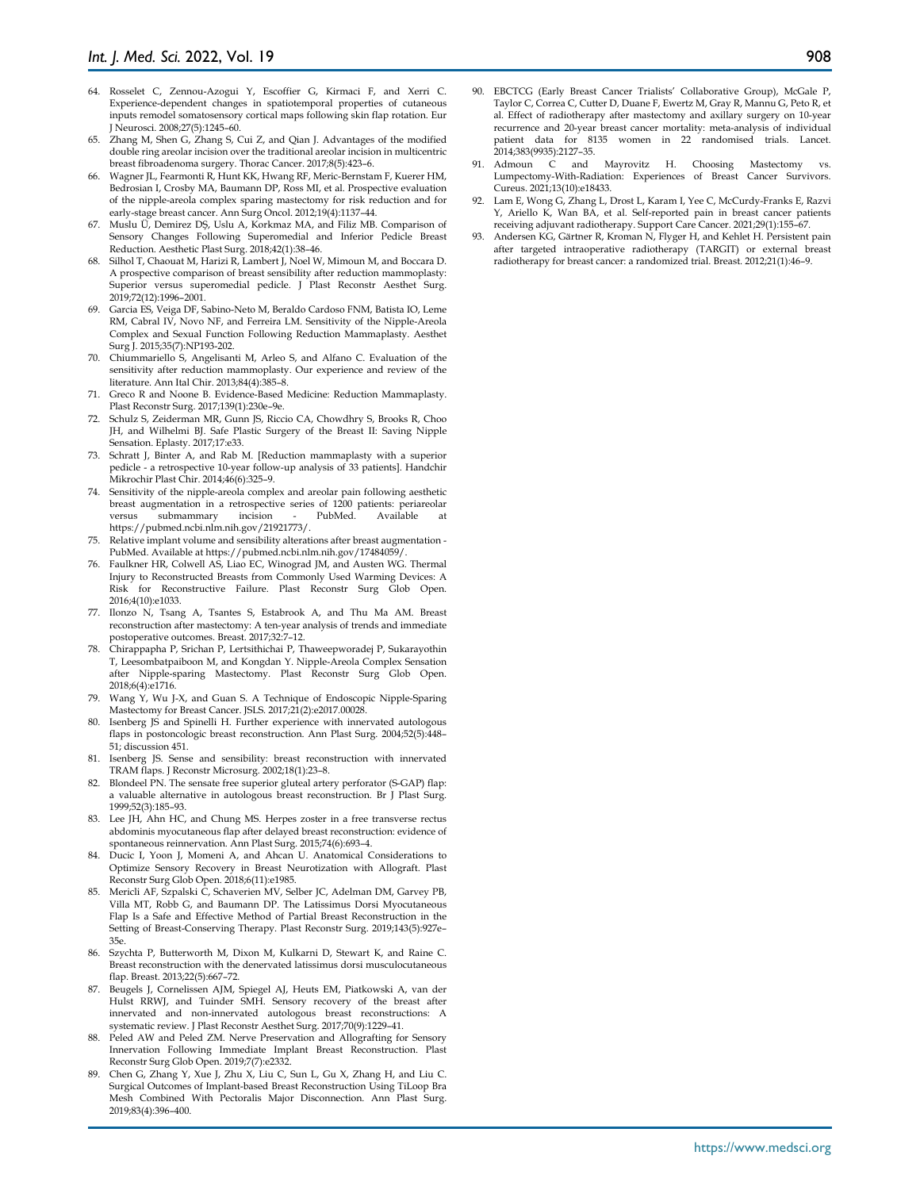64. Rosselet C, Zennou-Azogui Y, Escoffier G, Kirmaci F, and Xerri C. Experience-dependent changes in spatiotemporal properties of cutaneous inputs remodel somatosensory cortical maps following skin flap rotation. Eur J Neurosci. 2008;27(5):1245–60.
65. Zhang M, Shen G, Zhang S, Cui Z, and Qian J. Advantages of the modified double ring areolar incision over the traditional areolar incision in multicentric breast fibroadenoma surgery. Thorac Cancer. 2017;8(5):423–6.
66. Wagner JL, Fearmonti R, Hunt KK, Hwang RF, Meric-Bernstam F, Kuerer HM, Bedrosian I, Crosby MA, Baumann DP, Ross MI, et al. Prospective evaluation of the nipple-areola complex sparing mastectomy for risk reduction and for early-stage breast cancer. Ann Surg Oncol. 2012;19(4):1137–44.
67. Muslu Ü, Demirez DŞ, Uslu A, Korkmaz MA, and Filiz MB. Comparison of Sensory Changes Following Superomedial and Inferior Pedicle Breast Reduction. Aesthetic Plast Surg. 2018;42(1):38–46.
68. Silhol T, Chaouat M, Harizi R, Lambert J, Noel W, Mimoun M, and Boccara D. A prospective comparison of breast sensibility after reduction mammoplasty: Superior versus superomedial pedicle. J Plast Reconstr Aesthet Surg. 2019;72(12):1996–2001.
69. Garcia ES, Veiga DF, Sabino-Neto M, Beraldo Cardoso FNM, Batista IO, Leme RM, Cabral IV, Novo NF, and Ferreira LM. Sensitivity of the Nipple-Areola Complex and Sexual Function Following Reduction Mammaplasty. Aesthet Surg J. 2015;35(7):NP193-202.
70. Chiummariello S, Angelisanti M, Arleo S, and Alfano C. Evaluation of the sensitivity after reduction mammoplasty. Our experience and review of the literature. Ann Ital Chir. 2013;84(4):385–8.
71. Greco R and Noone B. Evidence-Based Medicine: Reduction Mammaplasty. Plast Reconstr Surg. 2017;139(1):230e–9e.
72. Schulz S, Zeiderman MR, Gunn JS, Riccio CA, Chowdhry S, Brooks R, Choo JH, and Wilhelmi BJ. Safe Plastic Surgery of the Breast II: Saving Nipple Sensation. Eplasty. 2017;17:e33.
73. Schratt J, Binter A, and Rab M. [Reduction mammaplasty with a superior pedicle - a retrospective 10-year follow-up analysis of 33 patients]. Handchir Mikrochir Plast Chir. 2014;46(6):325–9.
74. Sensitivity of the nipple-areola complex and areolar pain following aesthetic breast augmentation in a retrospective series of 1200 patients: periareolar versus submammary incision - PubMed. Available at https://pubmed.ncbi.nlm.nih.gov/21921773/.
75. Relative implant volume and sensibility alterations after breast augmentation - PubMed. Available at https://pubmed.ncbi.nlm.nih.gov/17484059/.
76. Faulkner HR, Colwell AS, Liao EC, Winograd JM, and Austen WG. Thermal Injury to Reconstructed Breasts from Commonly Used Warming Devices: A Risk for Reconstructive Failure. Plast Reconstr Surg Glob Open. 2016;4(10):e1033.
77. Ilonzo N, Tsang A, Tsantes S, Estabrook A, and Thu Ma AM. Breast reconstruction after mastectomy: A ten-year analysis of trends and immediate postoperative outcomes. Breast. 2017;32:7–12.
78. Chirappapha P, Srichan P, Lertsithichai P, Thaweepworadej P, Sukarayothin T, Leesombatpaiboon M, and Kongdan Y. Nipple-Areola Complex Sensation after Nipple-sparing Mastectomy. Plast Reconstr Surg Glob Open. 2018;6(4):e1716.
79. Wang Y, Wu J-X, and Guan S. A Technique of Endoscopic Nipple-Sparing Mastectomy for Breast Cancer. JSLS. 2017;21(2):e2017.00028.
80. Isenberg JS and Spinelli H. Further experience with innervated autologous flaps in postoncologic breast reconstruction. Ann Plast Surg. 2004;52(5):448–51; discussion 451.
81. Isenberg JS. Sense and sensibility: breast reconstruction with innervated TRAM flaps. J Reconstr Microsurg. 2002;18(1):23–8.
82. Blondeel PN. The sensate free superior gluteal artery perforator (S-GAP) flap: a valuable alternative in autologous breast reconstruction. Br J Plast Surg. 1999;52(3):185–93.
83. Lee JH, Ahn HC, and Chung MS. Herpes zoster in a free transverse rectus abdominis myocutaneous flap after delayed breast reconstruction: evidence of spontaneous reinnervation. Ann Plast Surg. 2015;74(6):693–4.
84. Ducic I, Yoon J, Momeni A, and Ahcan U. Anatomical Considerations to Optimize Sensory Recovery in Breast Neurotization with Allograft. Plast Reconstr Surg Glob Open. 2018;6(11):e1985.
85. Mericli AF, Szpalski C, Schaverien MV, Selber JC, Adelman DM, Garvey PB, Villa MT, Robb G, and Baumann DP. The Latissimus Dorsi Myocutaneous Flap Is a Safe and Effective Method of Partial Breast Reconstruction in the Setting of Breast-Conserving Therapy. Plast Reconstr Surg. 2019;143(5):927e–35e.
86. Szychta P, Butterworth M, Dixon M, Kulkarni D, Stewart K, and Raine C. Breast reconstruction with the denervated latissimus dorsi musculocutaneous flap. Breast. 2013;22(5):667–72.
87. Beugels J, Cornelissen AJM, Spiegel AJ, Heuts EM, Piatkowski A, van der Hulst RRWJ, and Tuinder SMH. Sensory recovery of the breast after innervated and non-innervated autologous breast reconstructions: A systematic review. J Plast Reconstr Aesthet Surg. 2017;70(9):1229–41.
88. Peled AW and Peled ZM. Nerve Preservation and Allografting for Sensory Innervation Following Immediate Implant Breast Reconstruction. Plast Reconstr Surg Glob Open. 2019;7(7):e2332.
89. Chen G, Zhang Y, Xue J, Zhu X, Liu C, Sun L, Gu X, Zhang H, and Liu C. Surgical Outcomes of Implant-based Breast Reconstruction Using TiLoop Bra Mesh Combined With Pectoralis Major Disconnection. Ann Plast Surg. 2019;83(4):396–400.
90. EBCTCG (Early Breast Cancer Trialists' Collaborative Group), McGale P, Taylor C, Correa C, Cutter D, Duane F, Ewertz M, Gray R, Mannu G, Peto R, et al. Effect of radiotherapy after mastectomy and axillary surgery on 10-year recurrence and 20-year breast cancer mortality: meta-analysis of individual patient data for 8135 women in 22 randomised trials. Lancet. 2014;383(9935):2127–35.
91. Admoun C and Mayrovitz H. Choosing Mastectomy vs. Lumpectomy-With-Radiation: Experiences of Breast Cancer Survivors. Cureus. 2021;13(10):e18433.
92. Lam E, Wong G, Zhang L, Drost L, Karam I, Yee C, McCurdy-Franks E, Razvi Y, Ariello K, Wan BA, et al. Self-reported pain in breast cancer patients receiving adjuvant radiotherapy. Support Care Cancer. 2021;29(1):155–67.
93. Andersen KG, Gärtner R, Kroman N, Flyger H, and Kehlet H. Persistent pain after targeted intraoperative radiotherapy (TARGIT) or external breast radiotherapy for breast cancer: a randomized trial. Breast. 2012;21(1):46–9.